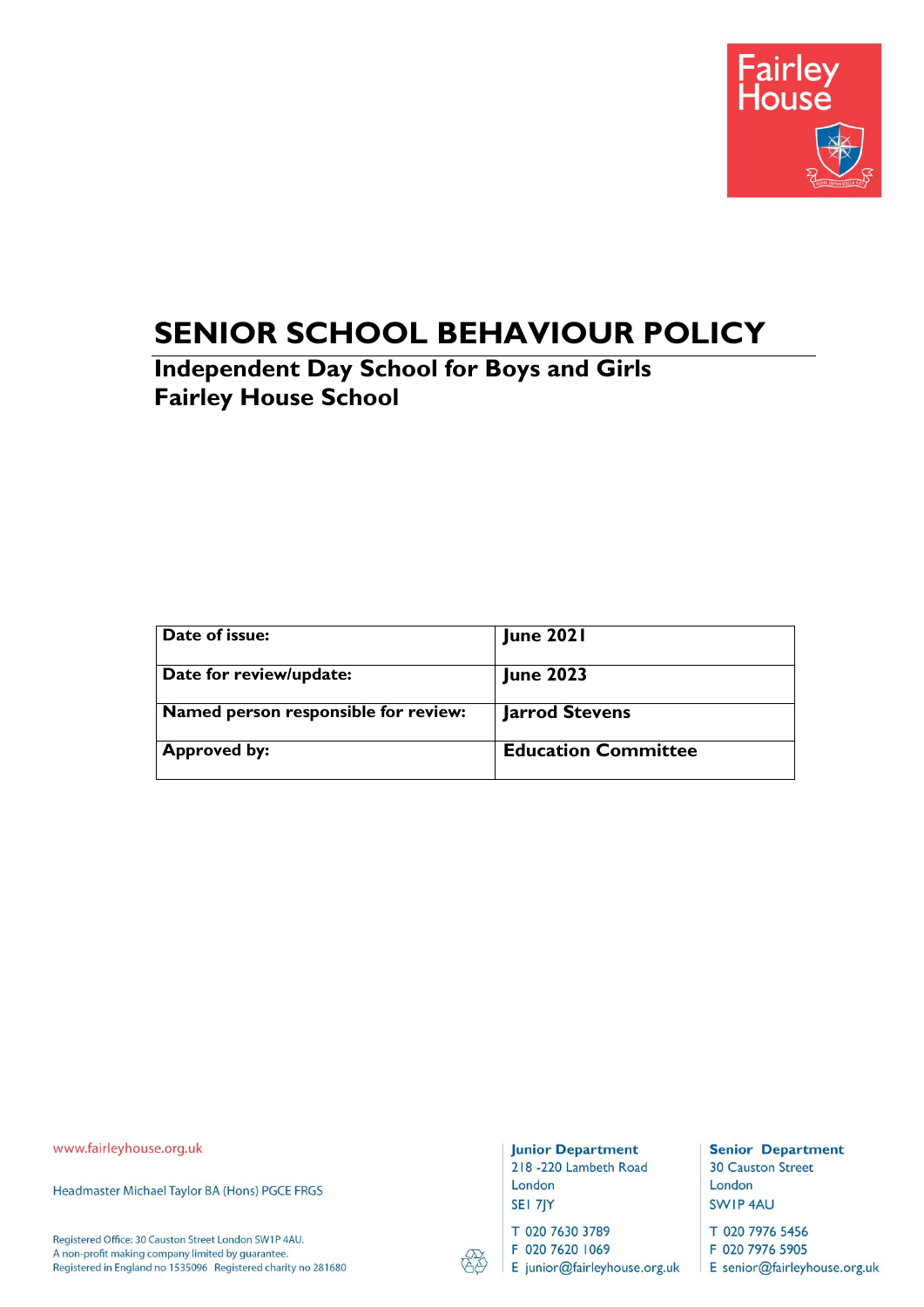Fairley House

# SENIOR SCHOOL BEHAVIOUR POLICY

## Independent Day School for Boys and Girls
## Fairley House School

| | |
|---|---|
| **Date of issue:** | **June 2021** |
| **Date for review/update:** | **June 2023** |
| **Named person responsible for review:** | **Jarrod Stevens** |
| **Approved by:** | **Education Committee** |

www.fairleyhouse.org.uk

Headmaster Michael Taylor BA (Hons) PGCE FRGS

Registered Office: 30 Causton Street London SW1P 4AU.
A non-profit making company limited by guarantee.
Registered in England no 1535096 Registered charity no 281680

**Junior Department**
218 -220 Lambeth Road
London
SE1 7JY
T 020 7630 3789
F 020 7620 1069
E junior@fairleyhouse.org.uk

**Senior Department**
30 Causton Street
London
SW1P 4AU
T 020 7976 5456
F 020 7976 5905
E senior@fairleyhouse.org.uk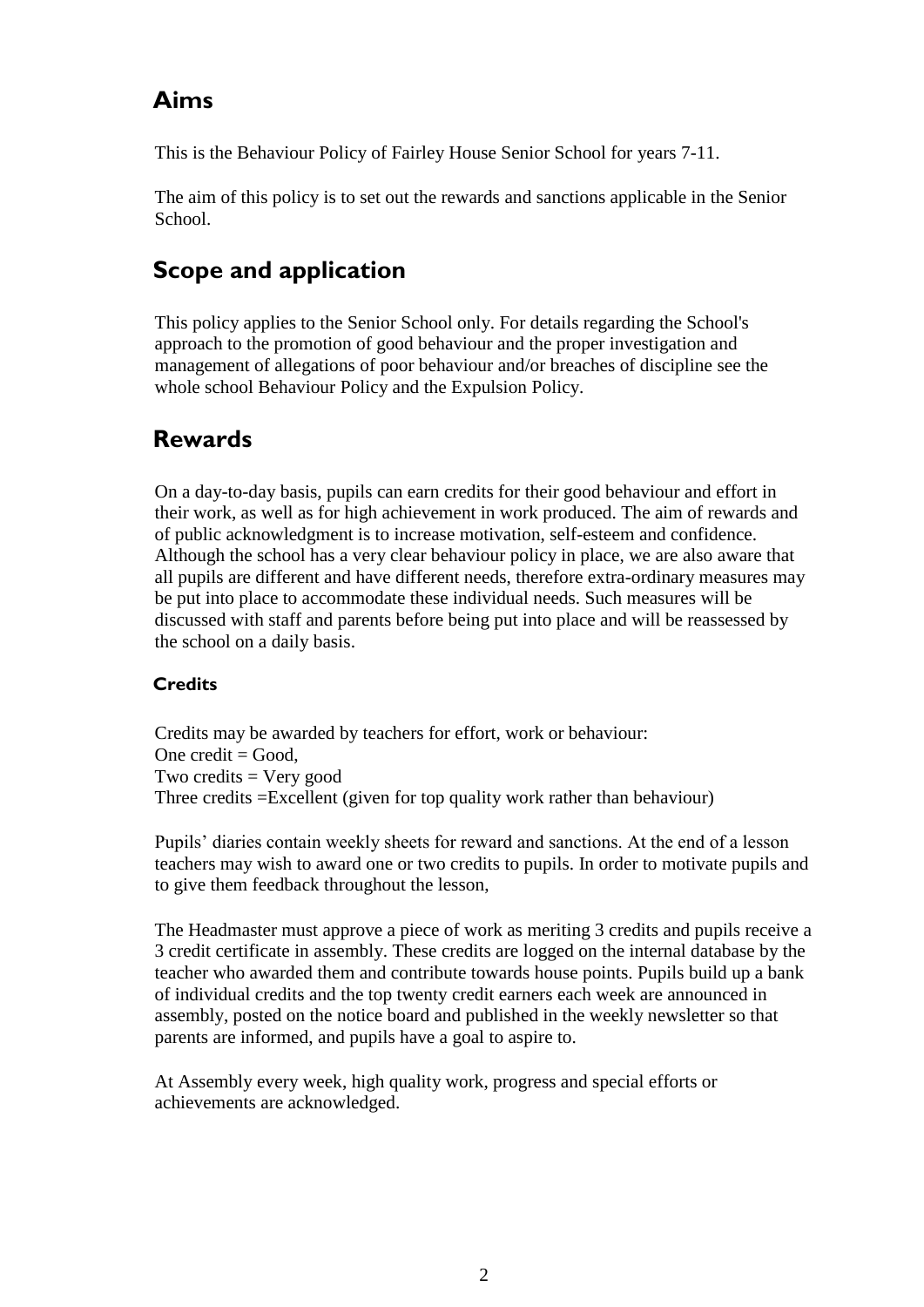## Aims

This is the Behaviour Policy of Fairley House Senior School for years 7-11.

The aim of this policy is to set out the rewards and sanctions applicable in the Senior School.

## Scope and application

This policy applies to the Senior School only. For details regarding the School's approach to the promotion of good behaviour and the proper investigation and management of allegations of poor behaviour and/or breaches of discipline see the whole school Behaviour Policy and the Expulsion Policy.

## Rewards

On a day-to-day basis, pupils can earn credits for their good behaviour and effort in their work, as well as for high achievement in work produced. The aim of rewards and of public acknowledgment is to increase motivation, self-esteem and confidence. Although the school has a very clear behaviour policy in place, we are also aware that all pupils are different and have different needs, therefore extra-ordinary measures may be put into place to accommodate these individual needs. Such measures will be discussed with staff and parents before being put into place and will be reassessed by the school on a daily basis.

### Credits

Credits may be awarded by teachers for effort, work or behaviour:
One credit = Good,
Two credits = Very good
Three credits =Excellent (given for top quality work rather than behaviour)

Pupils' diaries contain weekly sheets for reward and sanctions. At the end of a lesson teachers may wish to award one or two credits to pupils. In order to motivate pupils and to give them feedback throughout the lesson,

The Headmaster must approve a piece of work as meriting 3 credits and pupils receive a 3 credit certificate in assembly. These credits are logged on the internal database by the teacher who awarded them and contribute towards house points. Pupils build up a bank of individual credits and the top twenty credit earners each week are announced in assembly, posted on the notice board and published in the weekly newsletter so that parents are informed, and pupils have a goal to aspire to.

At Assembly every week, high quality work, progress and special efforts or achievements are acknowledged.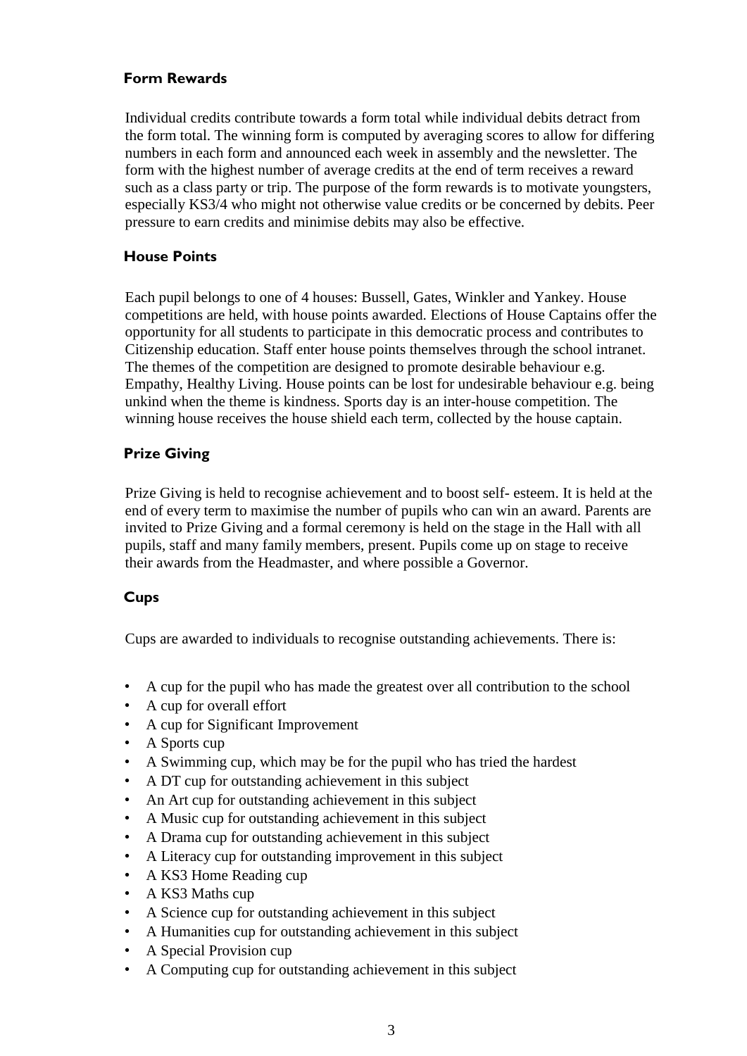### Form Rewards

Individual credits contribute towards a form total while individual debits detract from the form total. The winning form is computed by averaging scores to allow for differing numbers in each form and announced each week in assembly and the newsletter. The form with the highest number of average credits at the end of term receives a reward such as a class party or trip. The purpose of the form rewards is to motivate youngsters, especially KS3/4 who might not otherwise value credits or be concerned by debits. Peer pressure to earn credits and minimise debits may also be effective.

### House Points

Each pupil belongs to one of 4 houses: Bussell, Gates, Winkler and Yankey. House competitions are held, with house points awarded. Elections of House Captains offer the opportunity for all students to participate in this democratic process and contributes to Citizenship education. Staff enter house points themselves through the school intranet. The themes of the competition are designed to promote desirable behaviour e.g. Empathy, Healthy Living. House points can be lost for undesirable behaviour e.g. being unkind when the theme is kindness. Sports day is an inter-house competition. The winning house receives the house shield each term, collected by the house captain.

### Prize Giving

Prize Giving is held to recognise achievement and to boost self- esteem. It is held at the end of every term to maximise the number of pupils who can win an award. Parents are invited to Prize Giving and a formal ceremony is held on the stage in the Hall with all pupils, staff and many family members, present. Pupils come up on stage to receive their awards from the Headmaster, and where possible a Governor.

### Cups

Cups are awarded to individuals to recognise outstanding achievements. There is:

- A cup for the pupil who has made the greatest over all contribution to the school
- A cup for overall effort
- A cup for Significant Improvement
- A Sports cup
- A Swimming cup, which may be for the pupil who has tried the hardest
- A DT cup for outstanding achievement in this subject
- An Art cup for outstanding achievement in this subject
- A Music cup for outstanding achievement in this subject
- A Drama cup for outstanding achievement in this subject
- A Literacy cup for outstanding improvement in this subject
- A KS3 Home Reading cup
- A KS3 Maths cup
- A Science cup for outstanding achievement in this subject
- A Humanities cup for outstanding achievement in this subject
- A Special Provision cup
- A Computing cup for outstanding achievement in this subject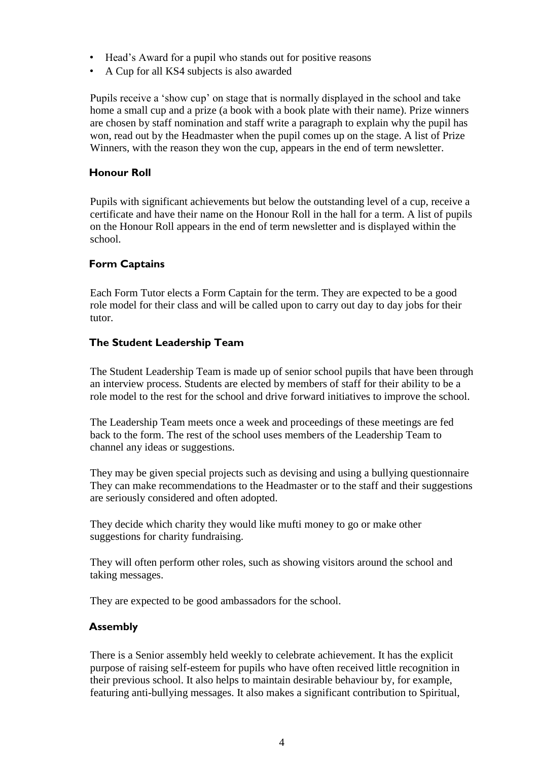- Head’s Award for a pupil who stands out for positive reasons
- A Cup for all KS4 subjects is also awarded

Pupils receive a ‘show cup’ on stage that is normally displayed in the school and take home a small cup and a prize (a book with a book plate with their name). Prize winners are chosen by staff nomination and staff write a paragraph to explain why the pupil has won, read out by the Headmaster when the pupil comes up on the stage. A list of Prize Winners, with the reason they won the cup, appears in the end of term newsletter.

### Honour Roll

Pupils with significant achievements but below the outstanding level of a cup, receive a certificate and have their name on the Honour Roll in the hall for a term. A list of pupils on the Honour Roll appears in the end of term newsletter and is displayed within the school.

### Form Captains

Each Form Tutor elects a Form Captain for the term. They are expected to be a good role model for their class and will be called upon to carry out day to day jobs for their tutor.

### The Student Leadership Team

The Student Leadership Team is made up of senior school pupils that have been through an interview process. Students are elected by members of staff for their ability to be a role model to the rest for the school and drive forward initiatives to improve the school.

The Leadership Team meets once a week and proceedings of these meetings are fed back to the form. The rest of the school uses members of the Leadership Team to channel any ideas or suggestions.

They may be given special projects such as devising and using a bullying questionnaire They can make recommendations to the Headmaster or to the staff and their suggestions are seriously considered and often adopted.

They decide which charity they would like mufti money to go or make other suggestions for charity fundraising.

They will often perform other roles, such as showing visitors around the school and taking messages.

They are expected to be good ambassadors for the school.

### Assembly

There is a Senior assembly held weekly to celebrate achievement. It has the explicit purpose of raising self-esteem for pupils who have often received little recognition in their previous school. It also helps to maintain desirable behaviour by, for example, featuring anti-bullying messages. It also makes a significant contribution to Spiritual,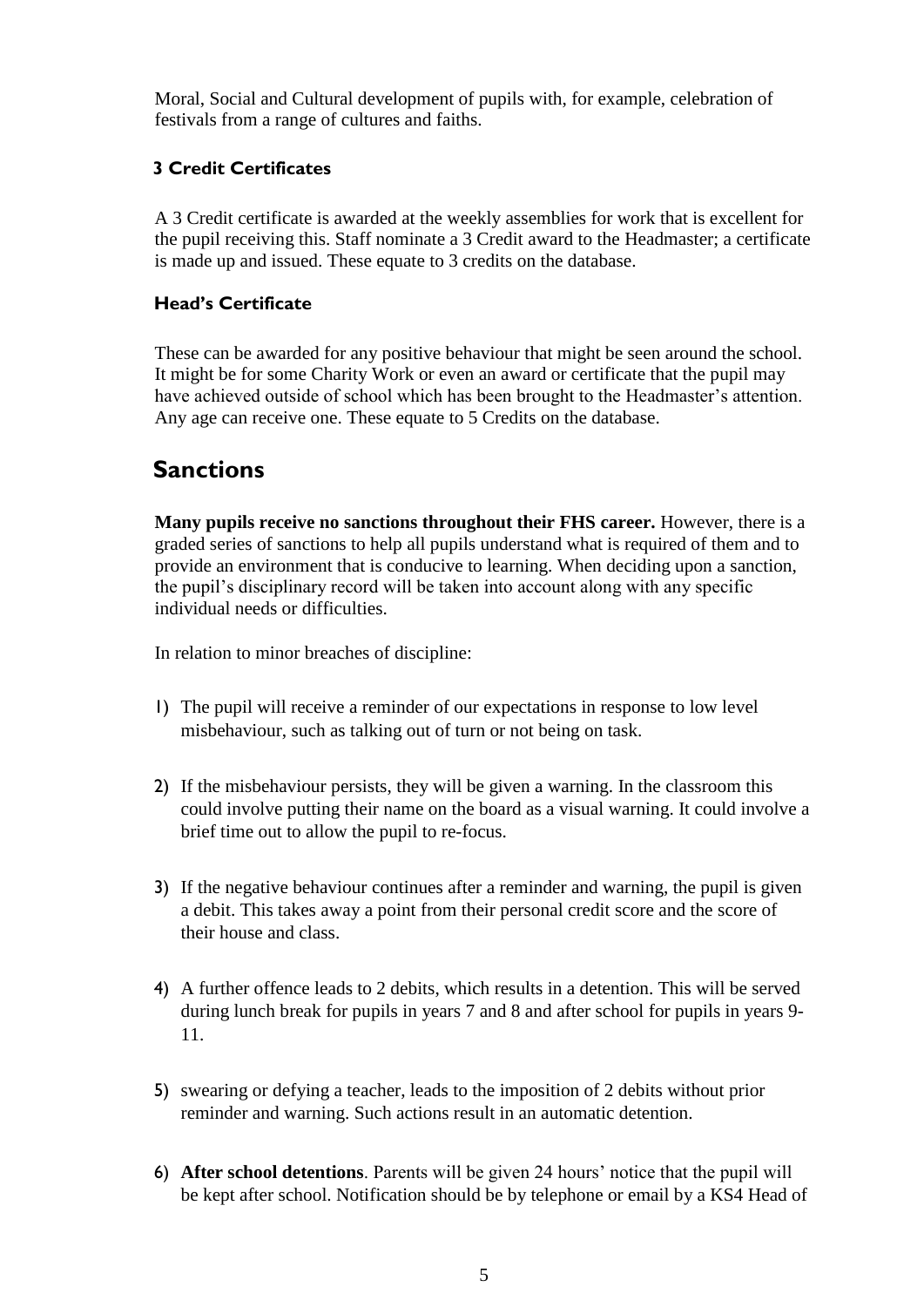Moral, Social and Cultural development of pupils with, for example, celebration of festivals from a range of cultures and faiths.

### 3 Credit Certificates

A 3 Credit certificate is awarded at the weekly assemblies for work that is excellent for the pupil receiving this. Staff nominate a 3 Credit award to the Headmaster; a certificate is made up and issued. These equate to 3 credits on the database.

### Head's Certificate

These can be awarded for any positive behaviour that might be seen around the school. It might be for some Charity Work or even an award or certificate that the pupil may have achieved outside of school which has been brought to the Headmaster's attention. Any age can receive one. These equate to 5 Credits on the database.

## Sanctions

**Many pupils receive no sanctions throughout their FHS career.** However, there is a graded series of sanctions to help all pupils understand what is required of them and to provide an environment that is conducive to learning. When deciding upon a sanction, the pupil's disciplinary record will be taken into account along with any specific individual needs or difficulties.

In relation to minor breaches of discipline:

1) The pupil will receive a reminder of our expectations in response to low level misbehaviour, such as talking out of turn or not being on task.

2) If the misbehaviour persists, they will be given a warning. In the classroom this could involve putting their name on the board as a visual warning. It could involve a brief time out to allow the pupil to re-focus.

3) If the negative behaviour continues after a reminder and warning, the pupil is given a debit. This takes away a point from their personal credit score and the score of their house and class.

4) A further offence leads to 2 debits, which results in a detention. This will be served during lunch break for pupils in years 7 and 8 and after school for pupils in years 9-11.

5) swearing or defying a teacher, leads to the imposition of 2 debits without prior reminder and warning. Such actions result in an automatic detention.

6) **After school detentions**. Parents will be given 24 hours' notice that the pupil will be kept after school. Notification should be by telephone or email by a KS4 Head of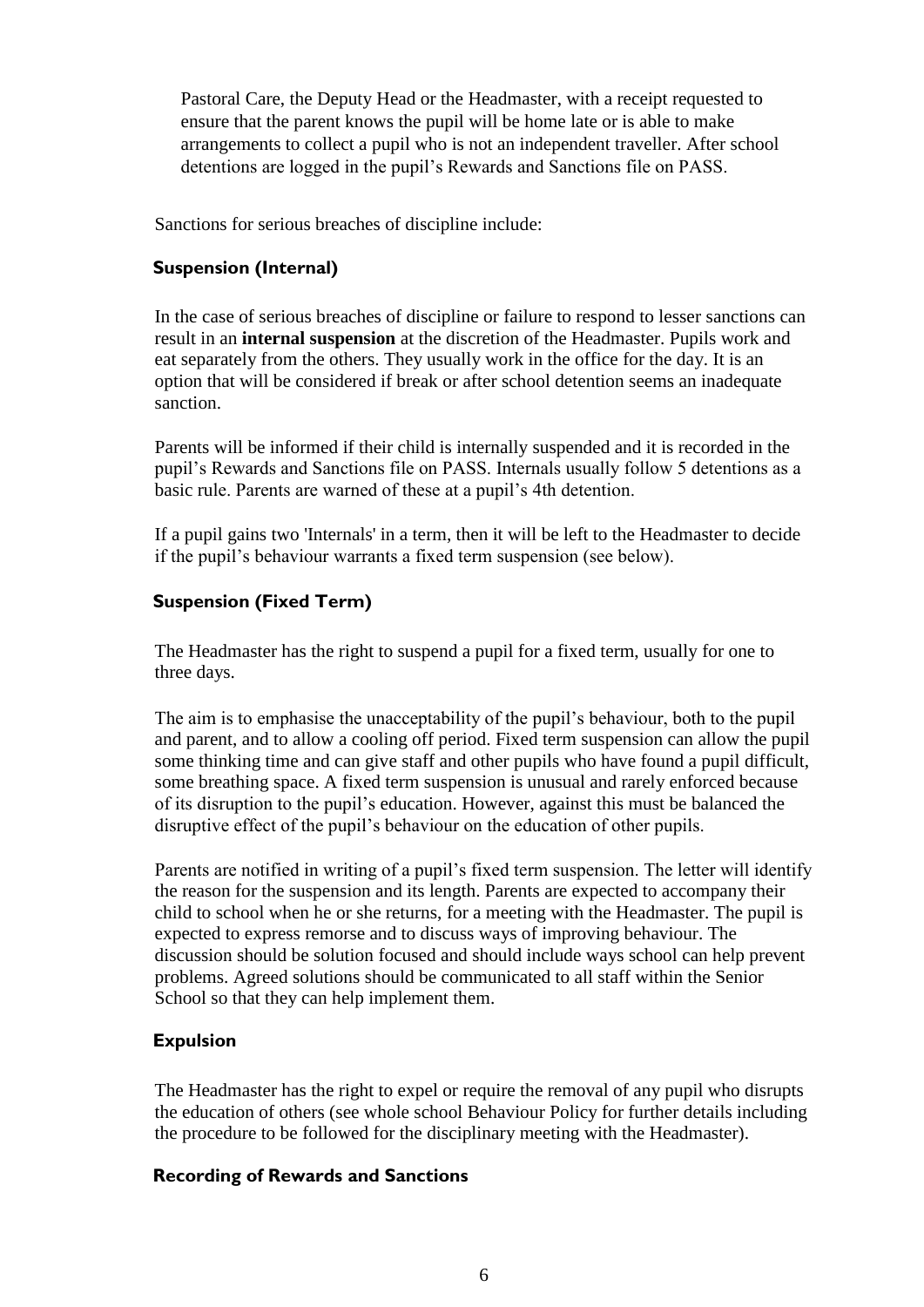Pastoral Care, the Deputy Head or the Headmaster, with a receipt requested to ensure that the parent knows the pupil will be home late or is able to make arrangements to collect a pupil who is not an independent traveller. After school detentions are logged in the pupil's Rewards and Sanctions file on PASS.

Sanctions for serious breaches of discipline include:

### Suspension (Internal)

In the case of serious breaches of discipline or failure to respond to lesser sanctions can result in an **internal suspension** at the discretion of the Headmaster. Pupils work and eat separately from the others. They usually work in the office for the day. It is an option that will be considered if break or after school detention seems an inadequate sanction.

Parents will be informed if their child is internally suspended and it is recorded in the pupil's Rewards and Sanctions file on PASS. Internals usually follow 5 detentions as a basic rule. Parents are warned of these at a pupil's 4th detention.

If a pupil gains two 'Internals' in a term, then it will be left to the Headmaster to decide if the pupil's behaviour warrants a fixed term suspension (see below).

### Suspension (Fixed Term)

The Headmaster has the right to suspend a pupil for a fixed term, usually for one to three days.

The aim is to emphasise the unacceptability of the pupil's behaviour, both to the pupil and parent, and to allow a cooling off period. Fixed term suspension can allow the pupil some thinking time and can give staff and other pupils who have found a pupil difficult, some breathing space. A fixed term suspension is unusual and rarely enforced because of its disruption to the pupil's education. However, against this must be balanced the disruptive effect of the pupil's behaviour on the education of other pupils.

Parents are notified in writing of a pupil's fixed term suspension. The letter will identify the reason for the suspension and its length. Parents are expected to accompany their child to school when he or she returns, for a meeting with the Headmaster. The pupil is expected to express remorse and to discuss ways of improving behaviour. The discussion should be solution focused and should include ways school can help prevent problems. Agreed solutions should be communicated to all staff within the Senior School so that they can help implement them.

### Expulsion

The Headmaster has the right to expel or require the removal of any pupil who disrupts the education of others (see whole school Behaviour Policy for further details including the procedure to be followed for the disciplinary meeting with the Headmaster).

### Recording of Rewards and Sanctions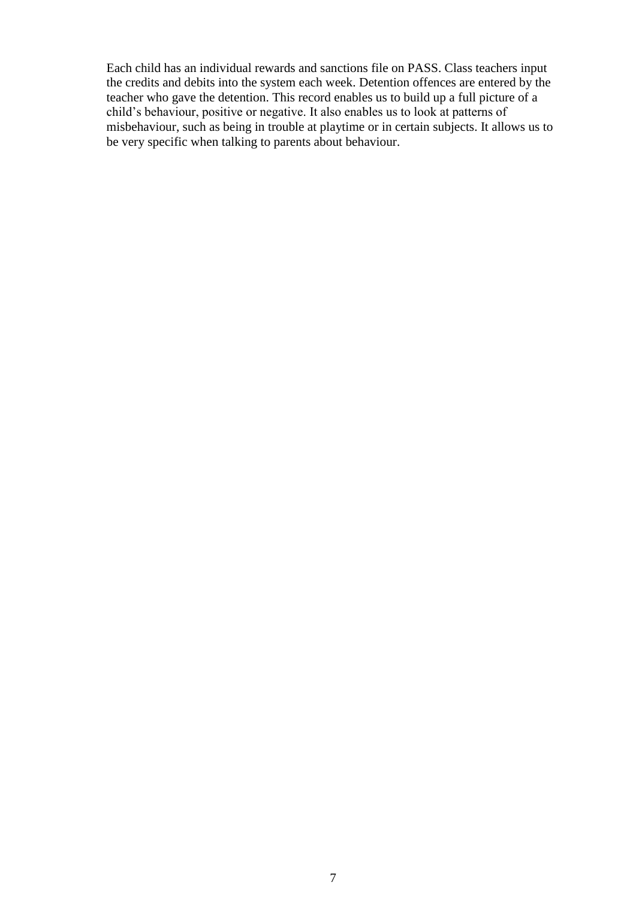Each child has an individual rewards and sanctions file on PASS. Class teachers input the credits and debits into the system each week. Detention offences are entered by the teacher who gave the detention. This record enables us to build up a full picture of a child's behaviour, positive or negative. It also enables us to look at patterns of misbehaviour, such as being in trouble at playtime or in certain subjects. It allows us to be very specific when talking to parents about behaviour.